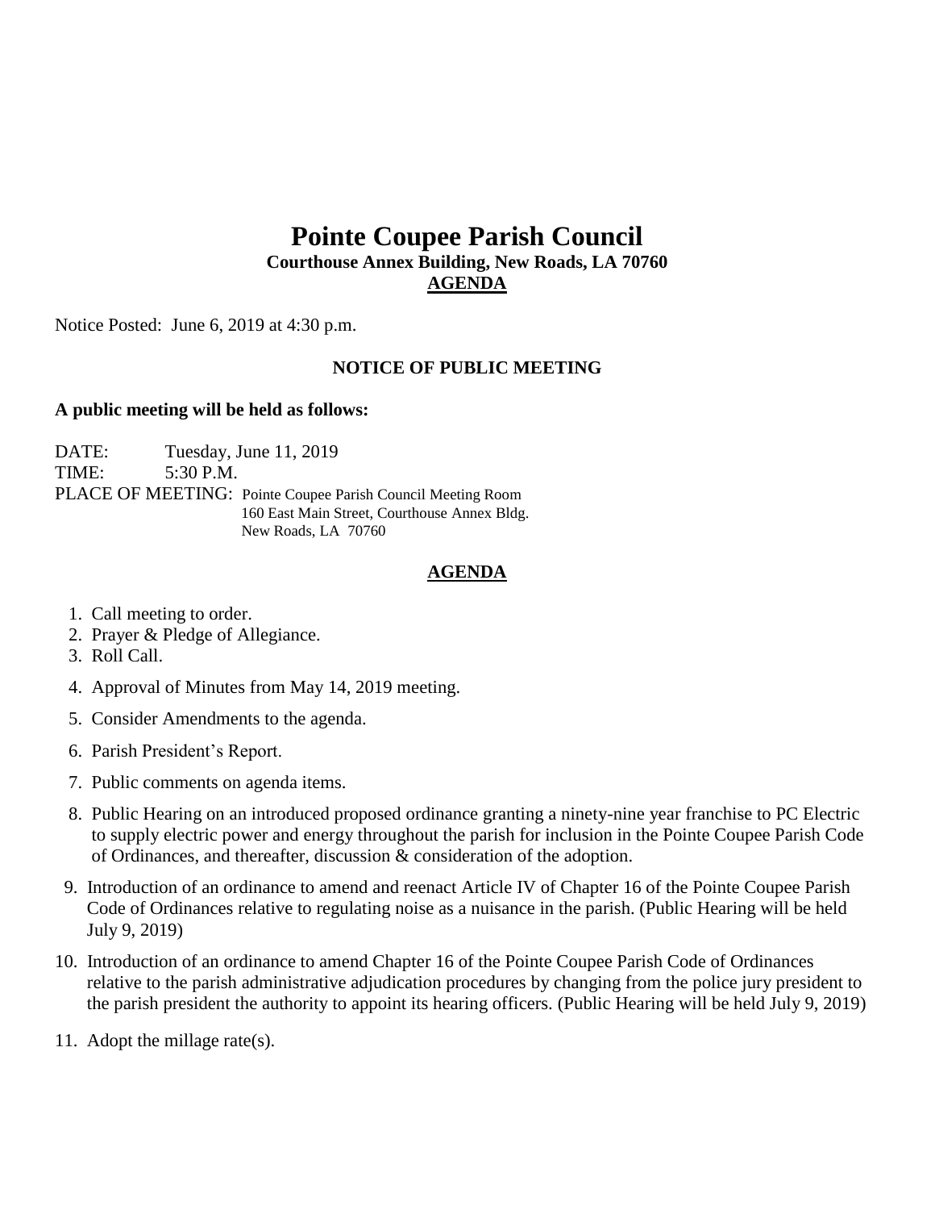# Pointe Coupee Parish Council

**Courthouse Annex Building, New Roads, LA 70760**

**AGENDA**

Notice Posted: June 6, 2019 at 4:30 p.m.

**NOTICE OF PUBLIC MEETING**

**A public meeting will be held as follows:**

DATE: Tuesday, June 11, 2019
TIME: 5:30 P.M.
PLACE OF MEETING: Pointe Coupee Parish Council Meeting Room
160 East Main Street, Courthouse Annex Bldg.
New Roads, LA 70760

**AGENDA**

1. Call meeting to order.
2. Prayer & Pledge of Allegiance.
3. Roll Call.
4. Approval of Minutes from May 14, 2019 meeting.
5. Consider Amendments to the agenda.
6. Parish President's Report.
7. Public comments on agenda items.
8. Public Hearing on an introduced proposed ordinance granting a ninety-nine year franchise to PC Electric to supply electric power and energy throughout the parish for inclusion in the Pointe Coupee Parish Code of Ordinances, and thereafter, discussion & consideration of the adoption.
9. Introduction of an ordinance to amend and reenact Article IV of Chapter 16 of the Pointe Coupee Parish Code of Ordinances relative to regulating noise as a nuisance in the parish. (Public Hearing will be held July 9, 2019)
10. Introduction of an ordinance to amend Chapter 16 of the Pointe Coupee Parish Code of Ordinances relative to the parish administrative adjudication procedures by changing from the police jury president to the parish president the authority to appoint its hearing officers. (Public Hearing will be held July 9, 2019)
11. Adopt the millage rate(s).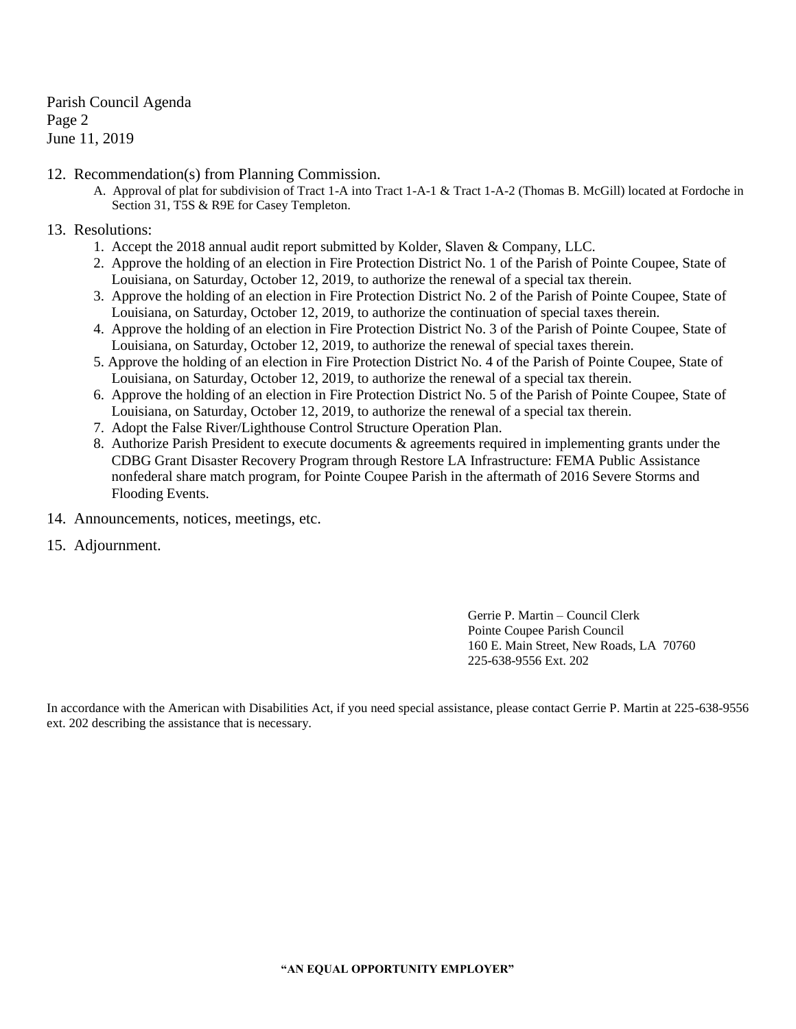12. Recommendation(s) from Planning Commission.
    A. Approval of plat for subdivision of Tract 1-A into Tract 1-A-1 & Tract 1-A-2 (Thomas B. McGill) located at Fordoche in Section 31, T5S & R9E for Casey Templeton.

13. Resolutions:
    1. Accept the 2018 annual audit report submitted by Kolder, Slaven & Company, LLC.
    2. Approve the holding of an election in Fire Protection District No. 1 of the Parish of Pointe Coupee, State of Louisiana, on Saturday, October 12, 2019, to authorize the renewal of a special tax therein.
    3. Approve the holding of an election in Fire Protection District No. 2 of the Parish of Pointe Coupee, State of Louisiana, on Saturday, October 12, 2019, to authorize the continuation of special taxes therein.
    4. Approve the holding of an election in Fire Protection District No. 3 of the Parish of Pointe Coupee, State of Louisiana, on Saturday, October 12, 2019, to authorize the renewal of special taxes therein.
    5. Approve the holding of an election in Fire Protection District No. 4 of the Parish of Pointe Coupee, State of Louisiana, on Saturday, October 12, 2019, to authorize the renewal of a special tax therein.
    6. Approve the holding of an election in Fire Protection District No. 5 of the Parish of Pointe Coupee, State of Louisiana, on Saturday, October 12, 2019, to authorize the renewal of a special tax therein.
    7. Adopt the False River/Lighthouse Control Structure Operation Plan.
    8. Authorize Parish President to execute documents & agreements required in implementing grants under the CDBG Grant Disaster Recovery Program through Restore LA Infrastructure: FEMA Public Assistance nonfederal share match program, for Pointe Coupee Parish in the aftermath of 2016 Severe Storms and Flooding Events.

14. Announcements, notices, meetings, etc.

15. Adjournment.

Gerrie P. Martin – Council Clerk
Pointe Coupee Parish Council
160 E. Main Street, New Roads, LA 70760
225-638-9556 Ext. 202

In accordance with the American with Disabilities Act, if you need special assistance, please contact Gerrie P. Martin at 225-638-9556 ext. 202 describing the assistance that is necessary.

**"AN EQUAL OPPORTUNITY EMPLOYER"**